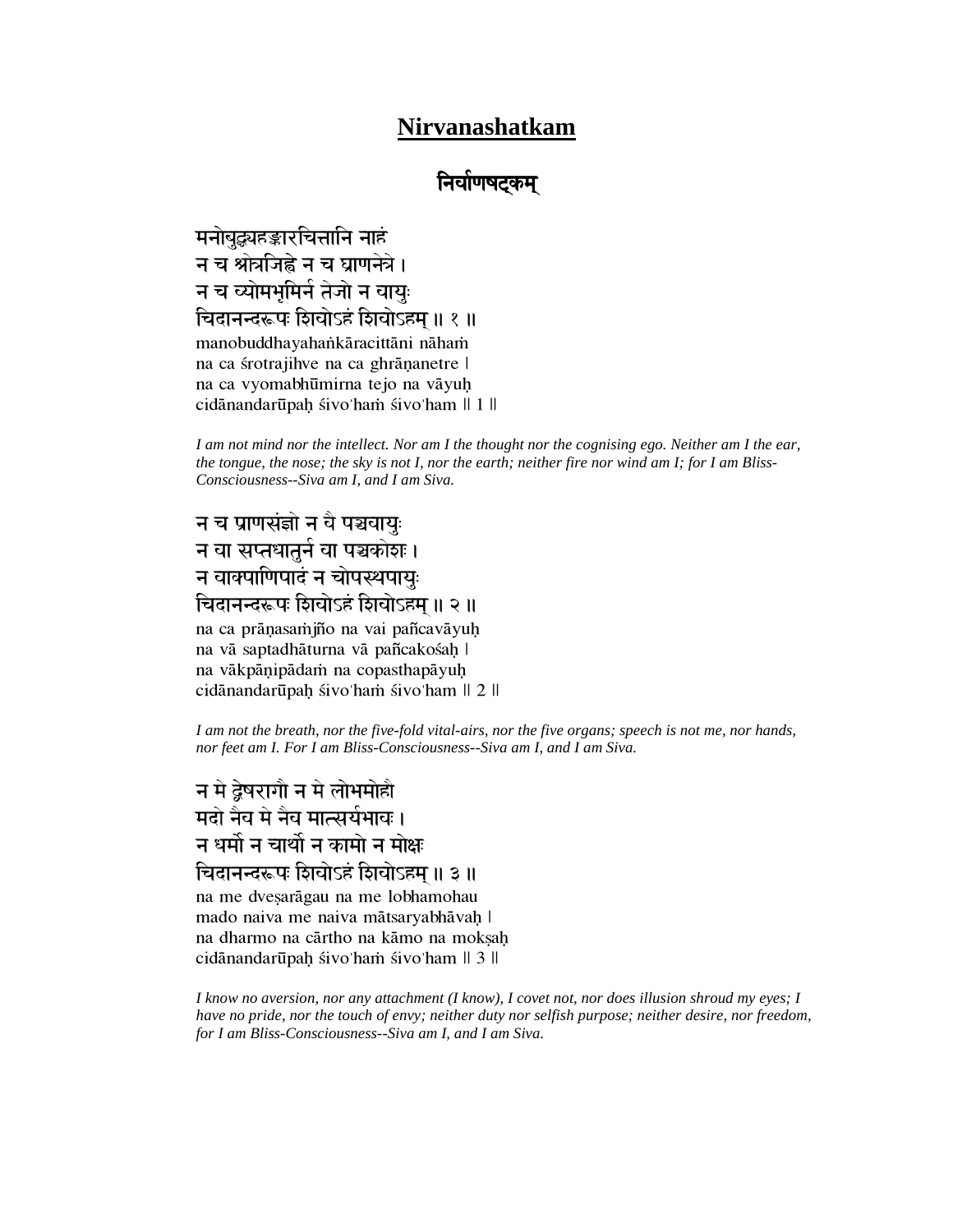# Nirvanashatkam

## निर्वाणषट्कम्

मनोबुद्ध्यहङ्कारचित्तानि नाहं  
न च श्रोत्रजिह्वे न च घ्राणनेत्रे ।  
न च व्योमभूमिर्न तेजो न वायुः  
चिदानन्दरूपः शिवोऽहं शिवोऽहम् ॥ १ ॥  
manobuddhayahaṅkāracittāni nāhaṁ  
na ca śrotrajihve na ca ghrāṇanetre |  
na ca vyomabhūmirna tejo na vāyuḥ  
cidānandarūpaḥ śivo'haṁ śivo'ham || 1 ||

*I am not mind nor the intellect. Nor am I the thought nor the cognising ego. Neither am I the ear, the tongue, the nose; the sky is not I, nor the earth; neither fire nor wind am I; for I am Bliss-Consciousness--Siva am I, and I am Siva.*

न च प्राणसंज्ञो न वै पञ्चवायुः  
न वा सप्तधातुर्न वा पञ्चकोशः ।  
न वाक्पाणिपादं न चोपस्थपायुः  
चिदानन्दरूपः शिवोऽहं शिवोऽहम् ॥ २ ॥  
na ca prāṇasaṁjño na vai pañcavāyuḥ  
na vā saptadhāturna vā pañcakośaḥ |  
na vākpāṇipādaṁ na copasthapāyuḥ  
cidānandarūpaḥ śivo'haṁ śivo'ham || 2 ||

*I am not the breath, nor the five-fold vital-airs, nor the five organs; speech is not me, nor hands, nor feet am I. For I am Bliss-Consciousness--Siva am I, and I am Siva.*

न मे द्वेषरागौ न मे लोभमोहौ  
मदो नैव मे नैव मात्सर्यभावः ।  
न धर्मो न चार्थो न कामो न मोक्षः  
चिदानन्दरूपः शिवोऽहं शिवोऽहम् ॥ ३ ॥  
na me dveṣarāgau na me lobhamohau  
mado naiva me naiva mātsaryabhāvaḥ |  
na dharmo na cārtho na kāmo na mokṣaḥ  
cidānandarūpaḥ śivo'haṁ śivo'ham || 3 ||

*I know no aversion, nor any attachment (I know), I covet not, nor does illusion shroud my eyes; I have no pride, nor the touch of envy; neither duty nor selfish purpose; neither desire, nor freedom, for I am Bliss-Consciousness--Siva am I, and I am Siva.*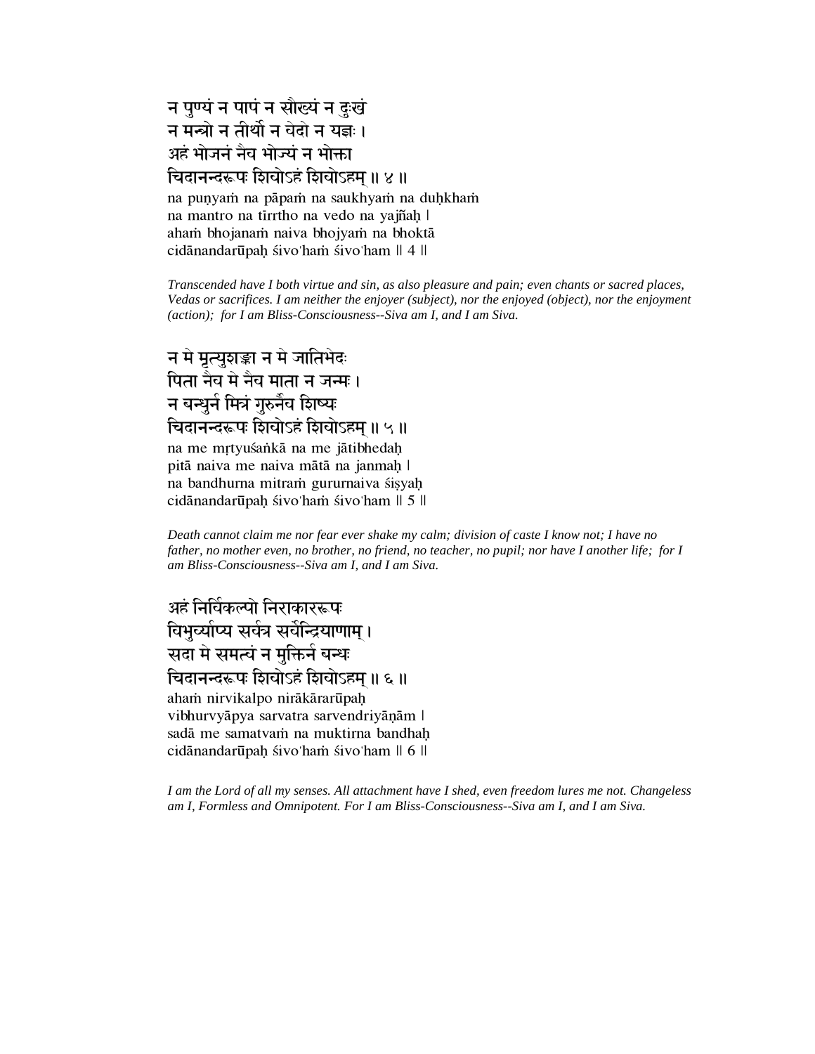न पुण्यं न पापं न सौख्यं न दुःखं
न मन्त्रो न तीर्थो न वेदो न यज्ञः ।
अहं भोजनं नैव भोज्यं न भोक्ता
चिदानन्दरूपः शिवोऽहं शिवोऽहम् ॥ ४ ॥

na puṇyaṁ na pāpaṁ na saukhyaṁ na duḥkhaṁ
na mantro na tīrrtho na vedo na yajñaḥ |
ahaṁ bhojanaṁ naiva bhojyaṁ na bhoktā
cidānandarūpaḥ śivo'haṁ śivo'ham || 4 ||

*Transcended have I both virtue and sin, as also pleasure and pain; even chants or sacred places, Vedas or sacrifices. I am neither the enjoyer (subject), nor the enjoyed (object), nor the enjoyment (action); for I am Bliss-Consciousness--Siva am I, and I am Siva.*

न मे मृत्युशङ्का न मे जातिभेदः
पिता नैव मे नैव माता न जन्मः ।
न बन्धुर्न मित्रं गुरुर्नैव शिष्यः
चिदानन्दरूपः शिवोऽहं शिवोऽहम् ॥ ५ ॥

na me mṛtyuśaṅkā na me jātibhedaḥ
pitā naiva me naiva mātā na janmaḥ |
na bandhurna mitraṁ gururnaiva śiṣyaḥ
cidānandarūpaḥ śivo'haṁ śivo'ham || 5 ||

*Death cannot claim me nor fear ever shake my calm; division of caste I know not; I have no father, no mother even, no brother, no friend, no teacher, no pupil; nor have I another life; for I am Bliss-Consciousness--Siva am I, and I am Siva.*

अहं निर्विकल्पो निराकाररूपः
विभुर्व्याप्य सर्वत्र सर्वेन्द्रियाणाम् ।
सदा मे समत्वं न मुक्तिर्न बन्धः
चिदानन्दरूपः शिवोऽहं शिवोऽहम् ॥ ६ ॥

ahaṁ nirvikalpo nirākārarūpaḥ
vibhurvyāpya sarvatra sarvendriyāṇām |
sadā me samatvaṁ na muktirna bandhaḥ
cidānandarūpaḥ śivo'haṁ śivo'ham || 6 ||

*I am the Lord of all my senses. All attachment have I shed, even freedom lures me not. Changeless am I, Formless and Omnipotent. For I am Bliss-Consciousness--Siva am I, and I am Siva.*